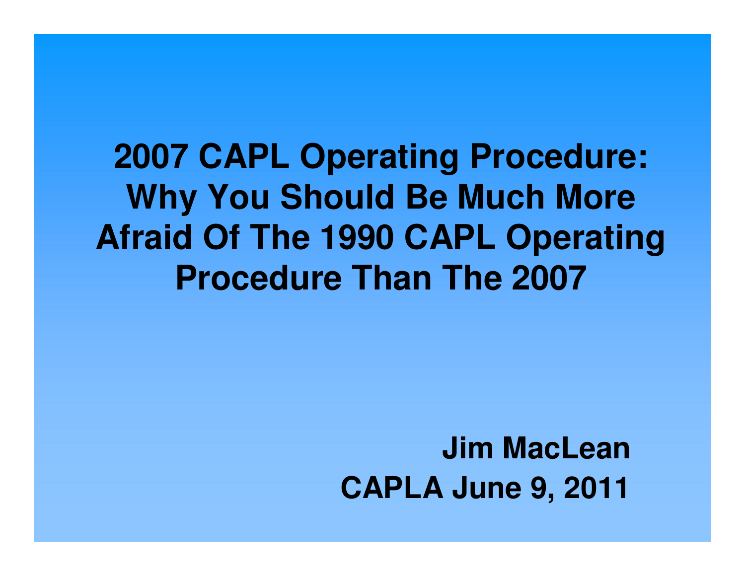# 2007 CAPL Operating Procedure: Why You Should Be Much More Afraid Of The 1990 CAPL Operating Procedure Than The 2007

**Jim MacLean**

**CAPLA June 9, 2011**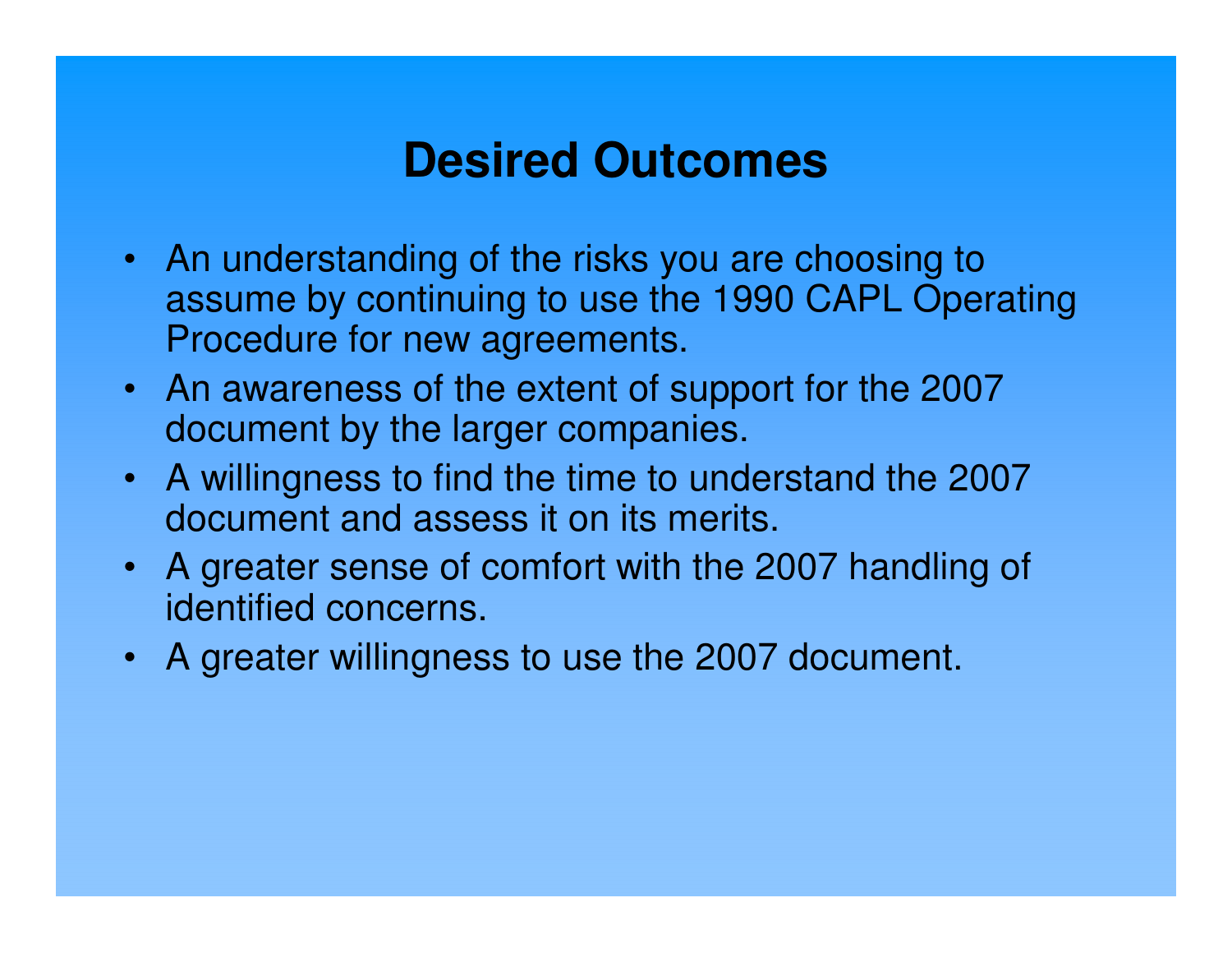# Desired Outcomes

- An understanding of the risks you are choosing to assume by continuing to use the 1990 CAPL Operating Procedure for new agreements.
- An awareness of the extent of support for the 2007 document by the larger companies.
- A willingness to find the time to understand the 2007 document and assess it on its merits.
- A greater sense of comfort with the 2007 handling of identified concerns.
- A greater willingness to use the 2007 document.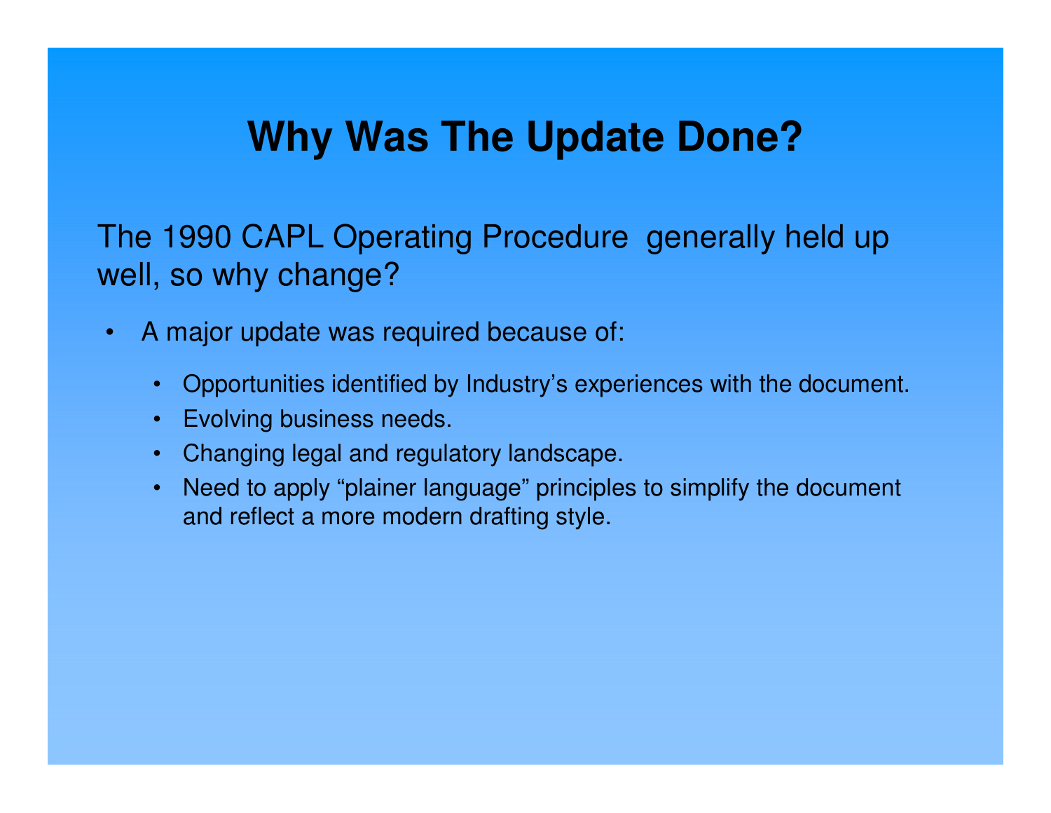# Why Was The Update Done?

The 1990 CAPL Operating Procedure generally held up well, so why change?

- A major update was required because of:
  - Opportunities identified by Industry's experiences with the document.
  - Evolving business needs.
  - Changing legal and regulatory landscape.
  - Need to apply "plainer language" principles to simplify the document and reflect a more modern drafting style.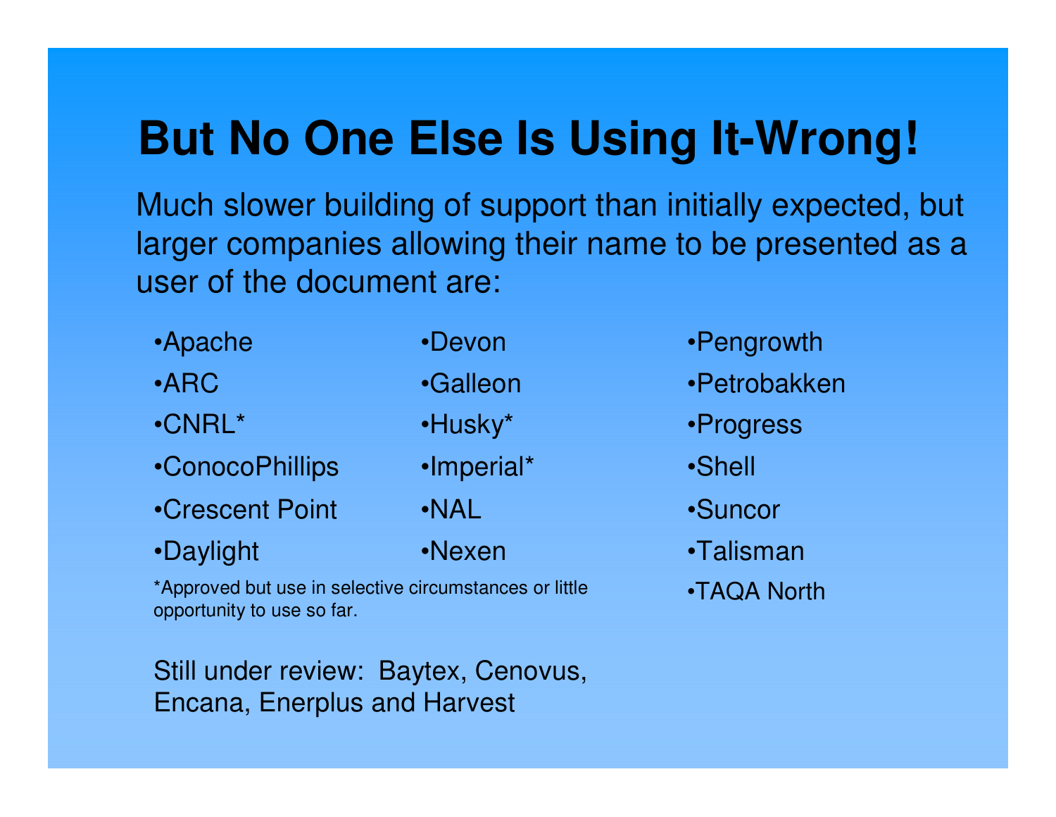# But No One Else Is Using It-Wrong!

Much slower building of support than initially expected, but larger companies allowing their name to be presented as a user of the document are:

- Apache
- ARC
- CNRL*
- ConocoPhillips
- Crescent Point
- Daylight
- Devon
- Galleon
- Husky*
- Imperial*
- NAL
- Nexen
- Pengrowth
- Petrobakken
- Progress
- Shell
- Suncor
- Talisman
- TAQA North

*Approved but use in selective circumstances or little opportunity to use so far.

Still under review: Baytex, Cenovus, Encana, Enerplus and Harvest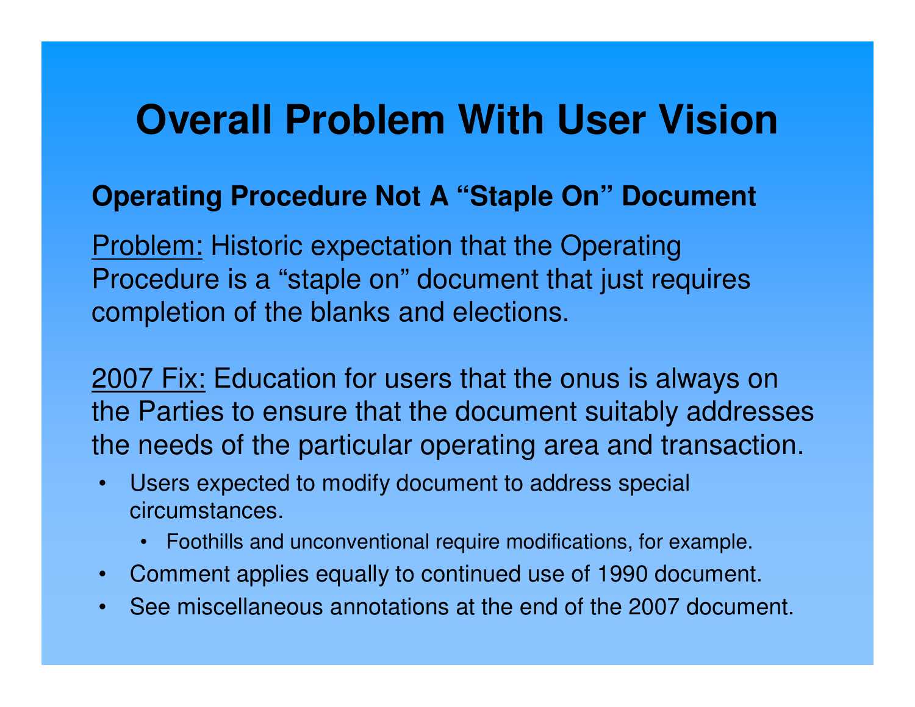# Overall Problem With User Vision

**Operating Procedure Not A "Staple On" Document**

Problem: Historic expectation that the Operating Procedure is a "staple on" document that just requires completion of the blanks and elections.

2007 Fix: Education for users that the onus is always on the Parties to ensure that the document suitably addresses the needs of the particular operating area and transaction.

- Users expected to modify document to address special circumstances.
  - Foothills and unconventional require modifications, for example.
- Comment applies equally to continued use of 1990 document.
- See miscellaneous annotations at the end of the 2007 document.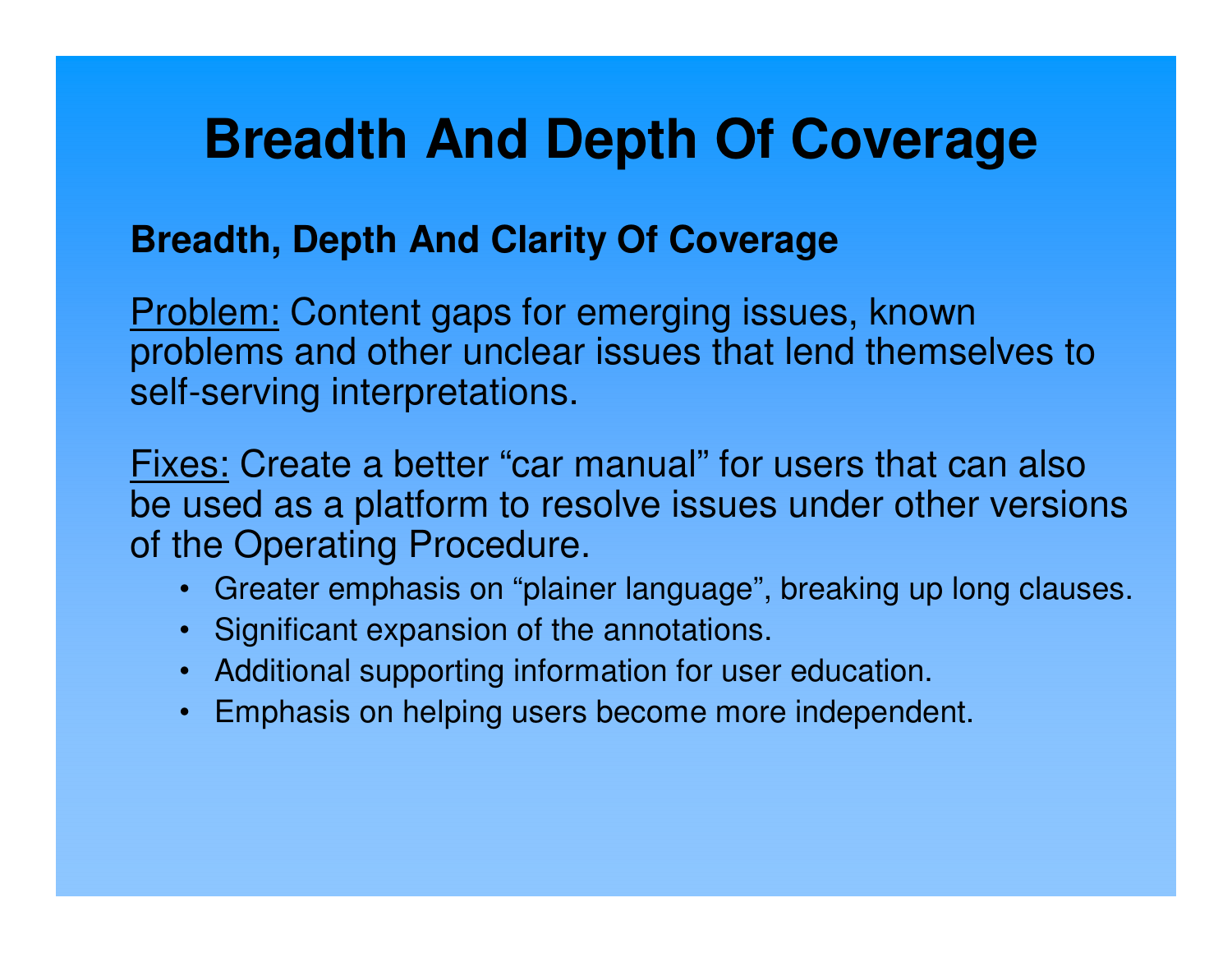# Breadth And Depth Of Coverage

**Breadth, Depth And Clarity Of Coverage**

Problem: Content gaps for emerging issues, known problems and other unclear issues that lend themselves to self-serving interpretations.

Fixes: Create a better "car manual" for users that can also be used as a platform to resolve issues under other versions of the Operating Procedure.

- Greater emphasis on "plainer language", breaking up long clauses.
- Significant expansion of the annotations.
- Additional supporting information for user education.
- Emphasis on helping users become more independent.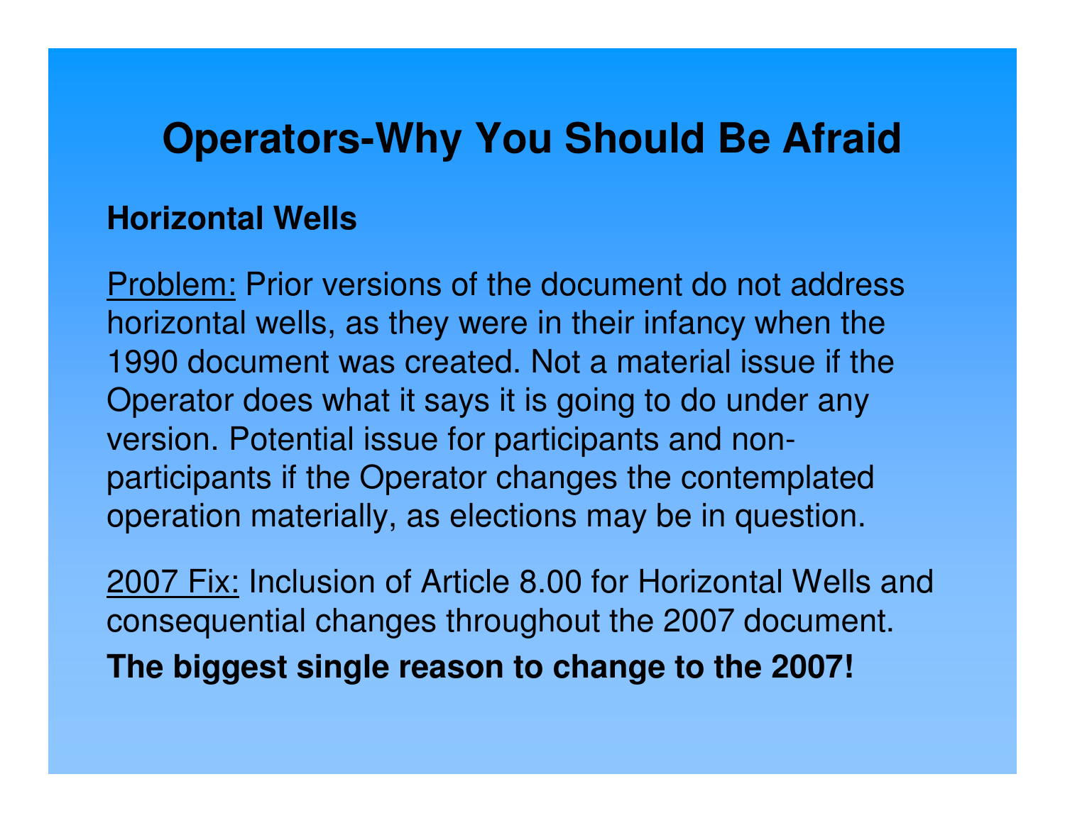# Operators-Why You Should Be Afraid

**Horizontal Wells**

Problem: Prior versions of the document do not address horizontal wells, as they were in their infancy when the 1990 document was created. Not a material issue if the Operator does what it says it is going to do under any version. Potential issue for participants and non-participants if the Operator changes the contemplated operation materially, as elections may be in question.

2007 Fix: Inclusion of Article 8.00 for Horizontal Wells and consequential changes throughout the 2007 document.

**The biggest single reason to change to the 2007!**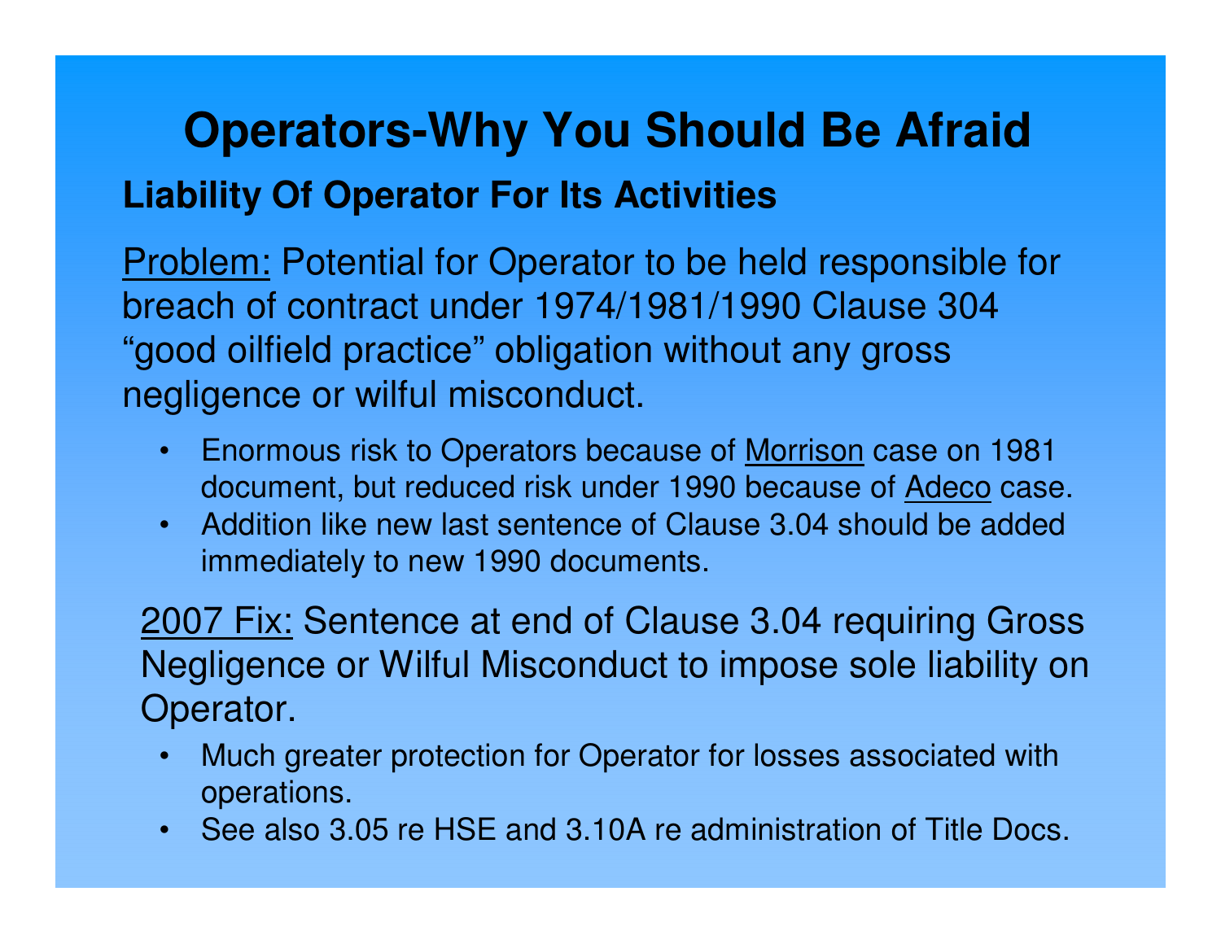# Operators-Why You Should Be Afraid

## Liability Of Operator For Its Activities

Problem: Potential for Operator to be held responsible for breach of contract under 1974/1981/1990 Clause 304 "good oilfield practice" obligation without any gross negligence or wilful misconduct.

- Enormous risk to Operators because of Morrison case on 1981 document, but reduced risk under 1990 because of Adeco case.
- Addition like new last sentence of Clause 3.04 should be added immediately to new 1990 documents.

2007 Fix: Sentence at end of Clause 3.04 requiring Gross Negligence or Wilful Misconduct to impose sole liability on Operator.

- Much greater protection for Operator for losses associated with operations.
- See also 3.05 re HSE and 3.10A re administration of Title Docs.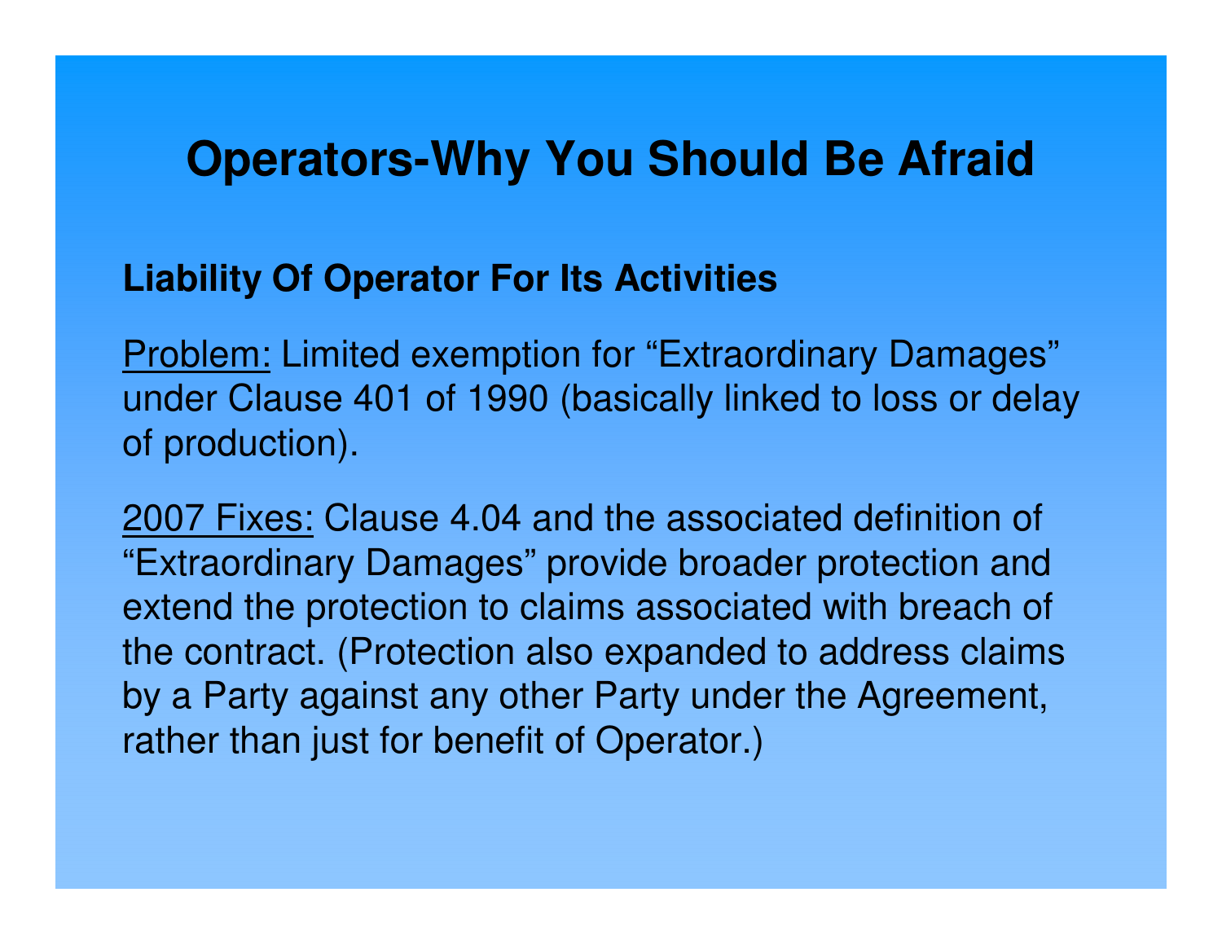# Operators-Why You Should Be Afraid

**Liability Of Operator For Its Activities**

<u>Problem:</u> Limited exemption for "Extraordinary Damages" under Clause 401 of 1990 (basically linked to loss or delay of production).

<u>2007 Fixes:</u> Clause 4.04 and the associated definition of "Extraordinary Damages" provide broader protection and extend the protection to claims associated with breach of the contract. (Protection also expanded to address claims by a Party against any other Party under the Agreement, rather than just for benefit of Operator.)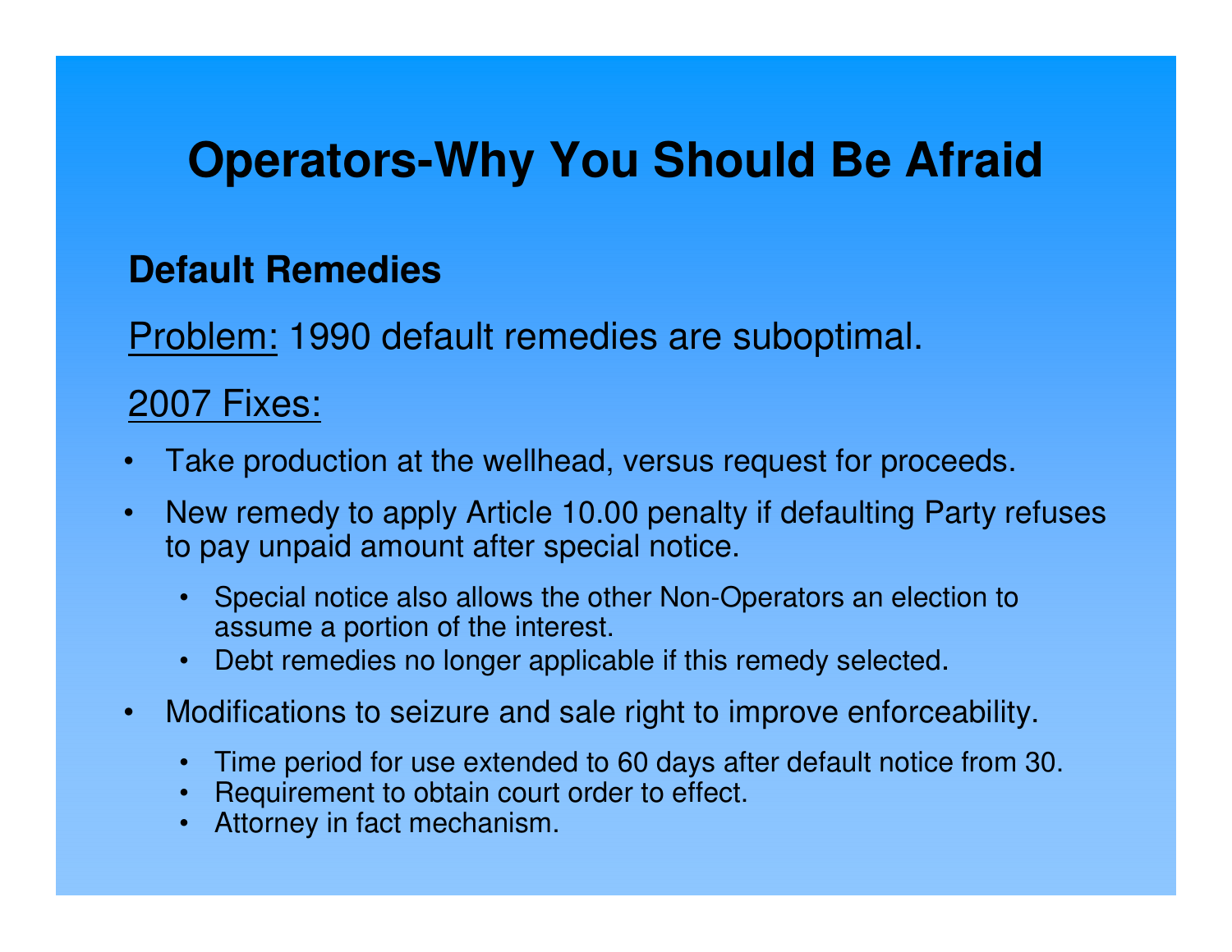# Operators-Why You Should Be Afraid

**Default Remedies**

<u>Problem:</u> 1990 default remedies are suboptimal.

<u>2007 Fixes:</u>

- Take production at the wellhead, versus request for proceeds.
- New remedy to apply Article 10.00 penalty if defaulting Party refuses to pay unpaid amount after special notice.
  - Special notice also allows the other Non-Operators an election to assume a portion of the interest.
  - Debt remedies no longer applicable if this remedy selected.
- Modifications to seizure and sale right to improve enforceability.
  - Time period for use extended to 60 days after default notice from 30.
  - Requirement to obtain court order to effect.
  - Attorney in fact mechanism.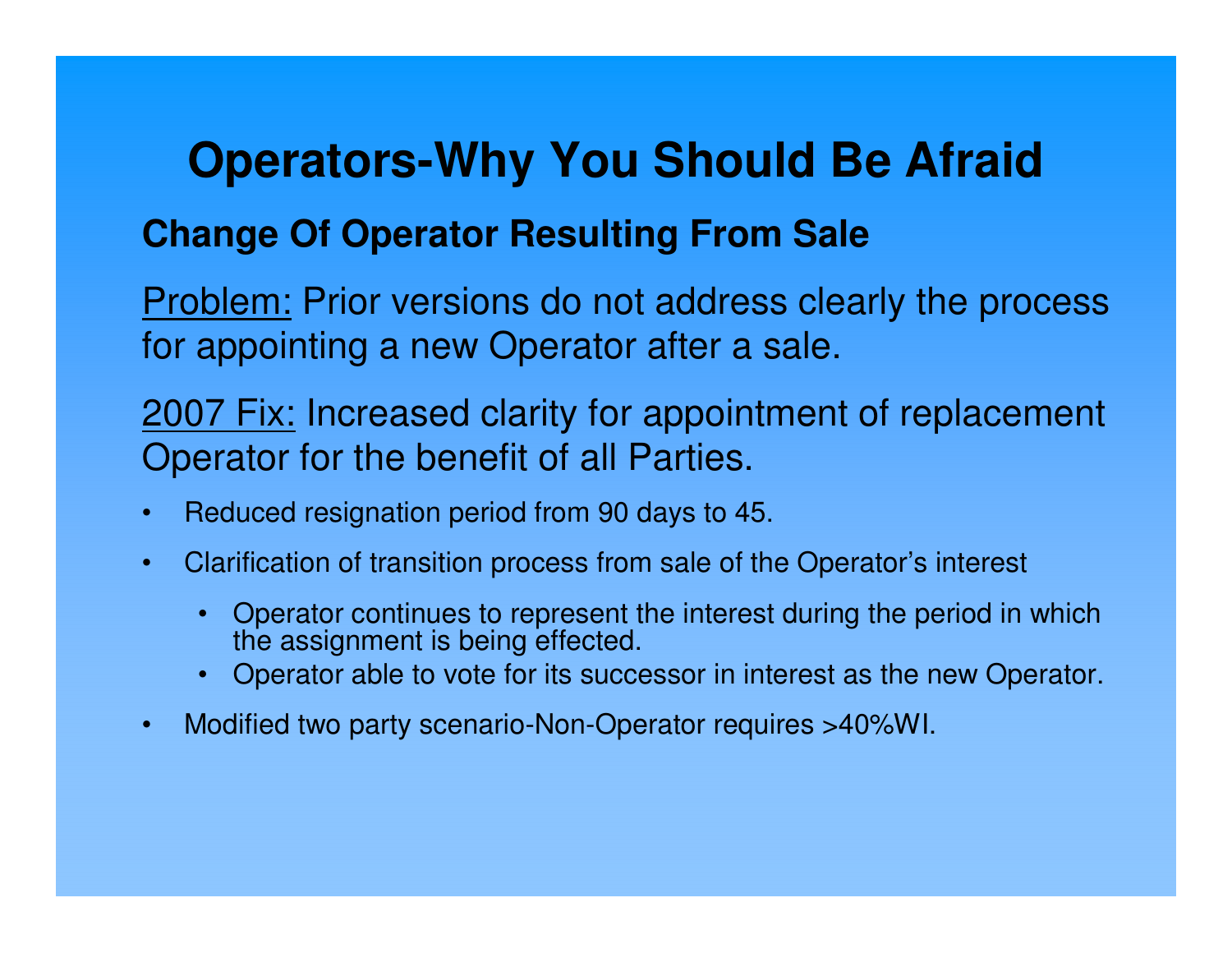# Operators-Why You Should Be Afraid

## Change Of Operator Resulting From Sale

<u>Problem:</u> Prior versions do not address clearly the process for appointing a new Operator after a sale.

<u>2007 Fix:</u> Increased clarity for appointment of replacement Operator for the benefit of all Parties.

- Reduced resignation period from 90 days to 45.
- Clarification of transition process from sale of the Operator's interest
  - Operator continues to represent the interest during the period in which the assignment is being effected.
  - Operator able to vote for its successor in interest as the new Operator.
- Modified two party scenario-Non-Operator requires >40%WI.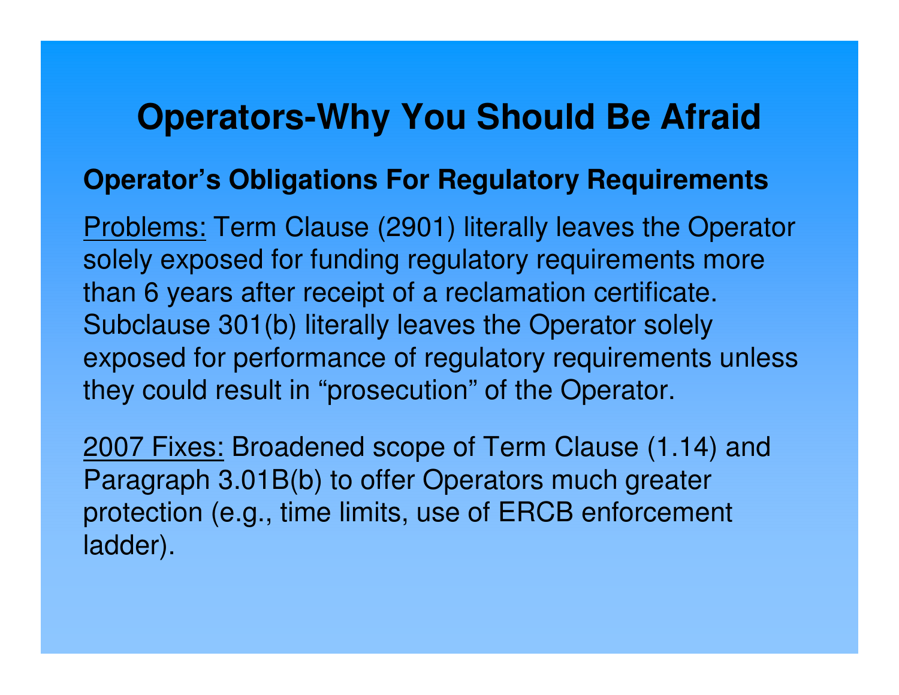# Operators-Why You Should Be Afraid

**Operator's Obligations For Regulatory Requirements**

Problems: Term Clause (2901) literally leaves the Operator solely exposed for funding regulatory requirements more than 6 years after receipt of a reclamation certificate. Subclause 301(b) literally leaves the Operator solely exposed for performance of regulatory requirements unless they could result in "prosecution" of the Operator.

2007 Fixes: Broadened scope of Term Clause (1.14) and Paragraph 3.01B(b) to offer Operators much greater protection (e.g., time limits, use of ERCB enforcement ladder).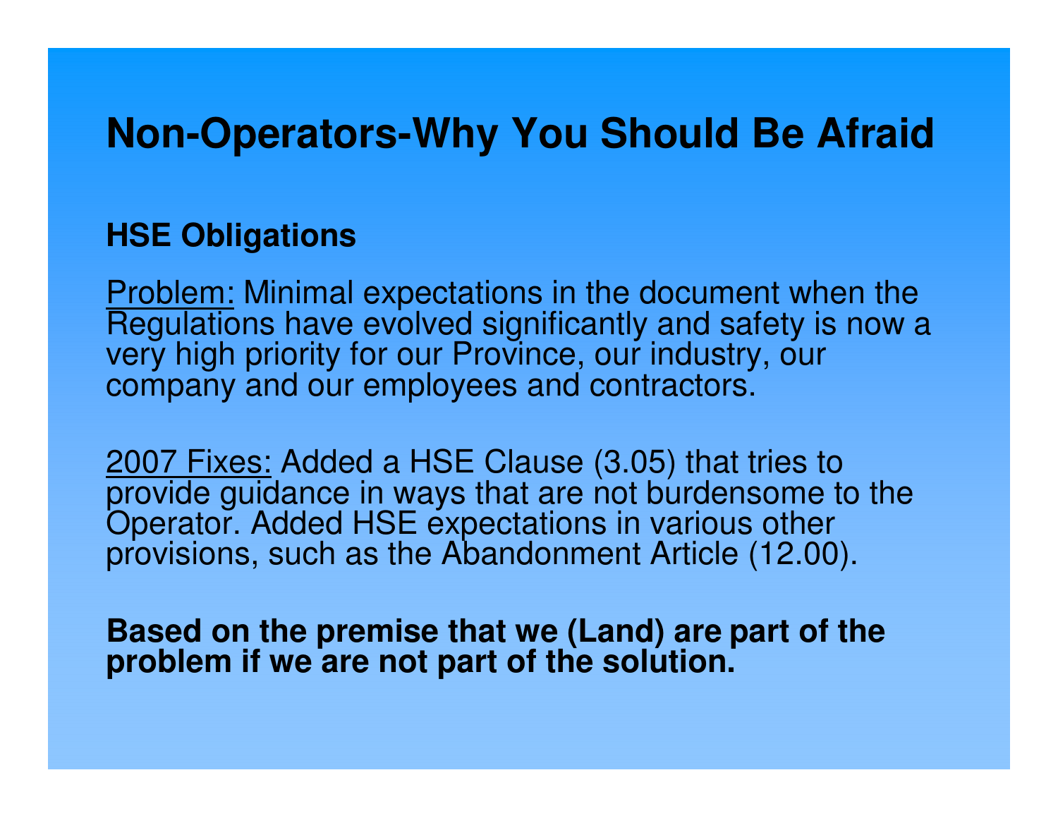# Non-Operators-Why You Should Be Afraid

## HSE Obligations

Problem: Minimal expectations in the document when the Regulations have evolved significantly and safety is now a very high priority for our Province, our industry, our company and our employees and contractors.

2007 Fixes: Added a HSE Clause (3.05) that tries to provide guidance in ways that are not burdensome to the Operator. Added HSE expectations in various other provisions, such as the Abandonment Article (12.00).

**Based on the premise that we (Land) are part of the problem if we are not part of the solution.**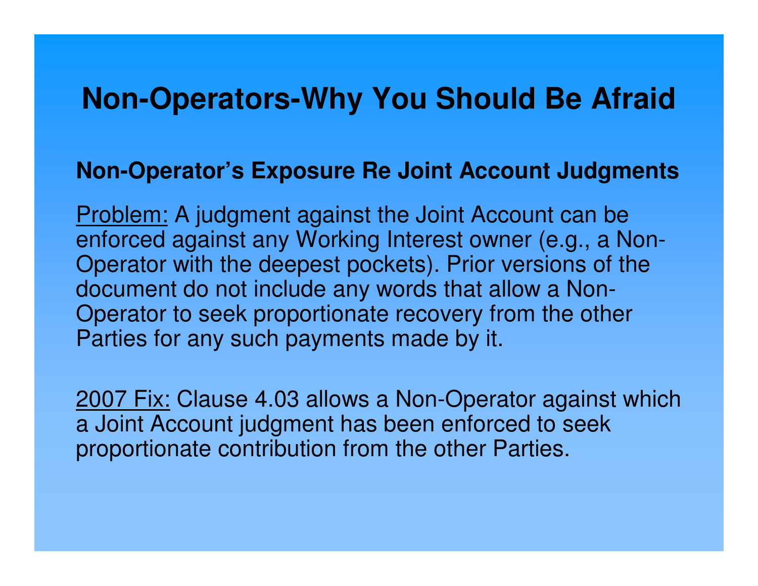# Non-Operators-Why You Should Be Afraid

## Non-Operator's Exposure Re Joint Account Judgments

<u>Problem:</u> A judgment against the Joint Account can be enforced against any Working Interest owner (e.g., a Non-Operator with the deepest pockets). Prior versions of the document do not include any words that allow a Non-Operator to seek proportionate recovery from the other Parties for any such payments made by it.

<u>2007 Fix:</u> Clause 4.03 allows a Non-Operator against which a Joint Account judgment has been enforced to seek proportionate contribution from the other Parties.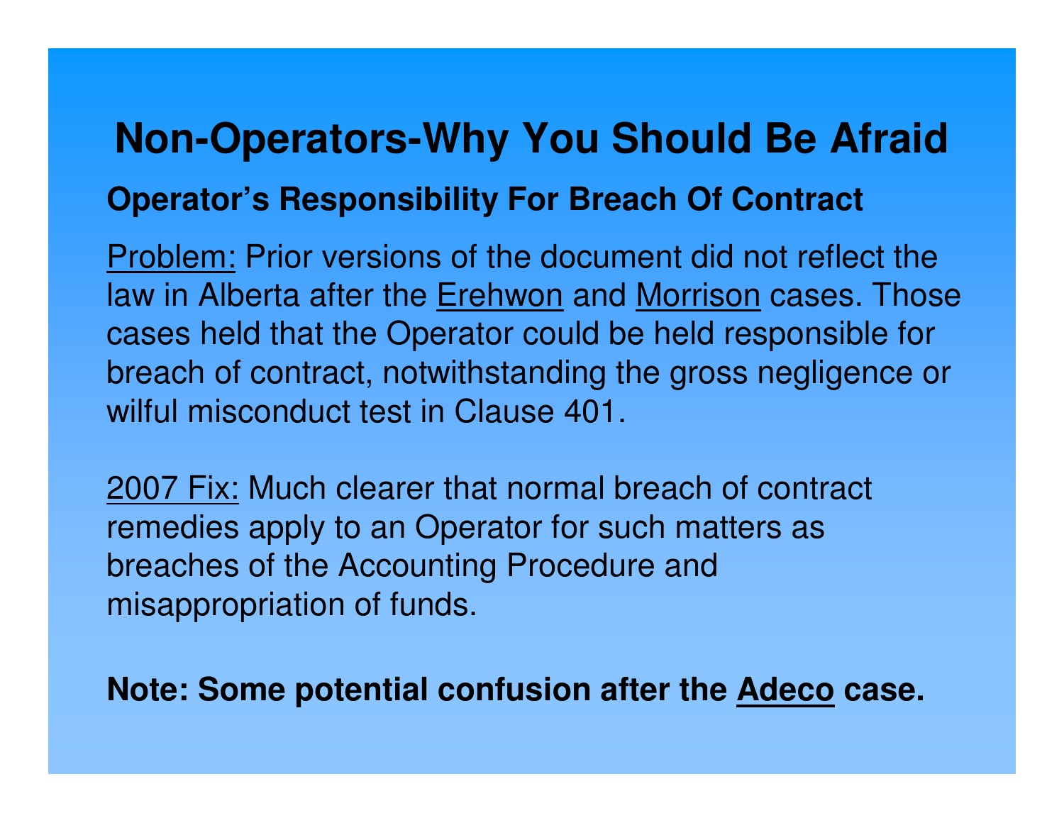# Non-Operators-Why You Should Be Afraid

## Operator's Responsibility For Breach Of Contract

Problem: Prior versions of the document did not reflect the law in Alberta after the Erehwon and Morrison cases. Those cases held that the Operator could be held responsible for breach of contract, notwithstanding the gross negligence or wilful misconduct test in Clause 401.

2007 Fix: Much clearer that normal breach of contract remedies apply to an Operator for such matters as breaches of the Accounting Procedure and misappropriation of funds.

**Note: Some potential confusion after the Adeco case.**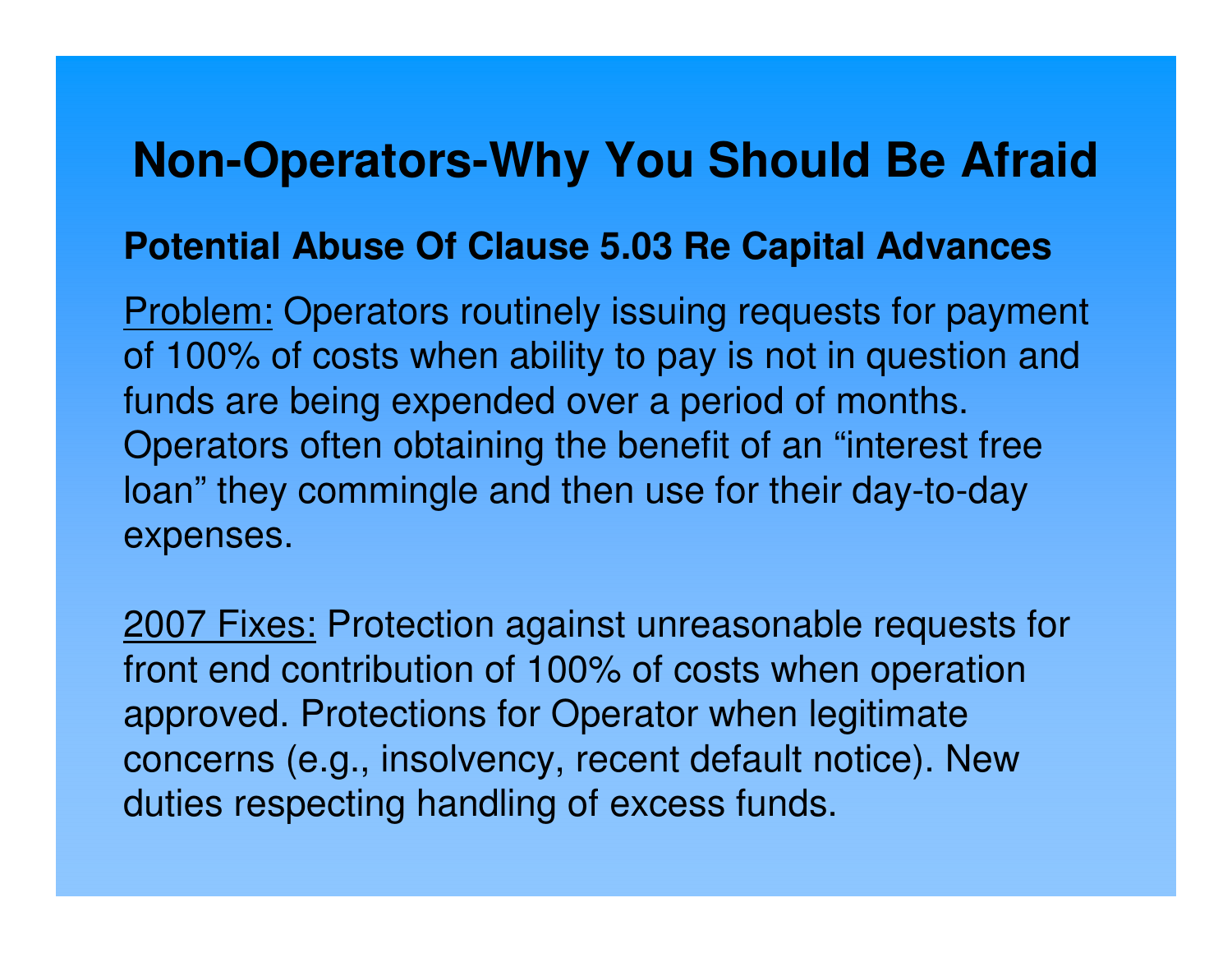# Non-Operators-Why You Should Be Afraid

**Potential Abuse Of Clause 5.03 Re Capital Advances**

Problem: Operators routinely issuing requests for payment of 100% of costs when ability to pay is not in question and funds are being expended over a period of months. Operators often obtaining the benefit of an "interest free loan" they commingle and then use for their day-to-day expenses.

2007 Fixes: Protection against unreasonable requests for front end contribution of 100% of costs when operation approved. Protections for Operator when legitimate concerns (e.g., insolvency, recent default notice). New duties respecting handling of excess funds.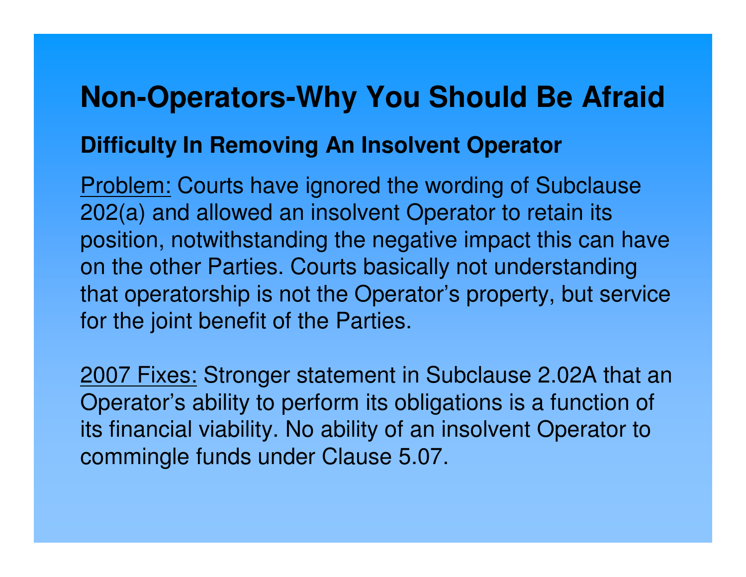# Non-Operators-Why You Should Be Afraid

## Difficulty In Removing An Insolvent Operator

Problem: Courts have ignored the wording of Subclause 202(a) and allowed an insolvent Operator to retain its position, notwithstanding the negative impact this can have on the other Parties. Courts basically not understanding that operatorship is not the Operator's property, but service for the joint benefit of the Parties.

2007 Fixes: Stronger statement in Subclause 2.02A that an Operator's ability to perform its obligations is a function of its financial viability. No ability of an insolvent Operator to commingle funds under Clause 5.07.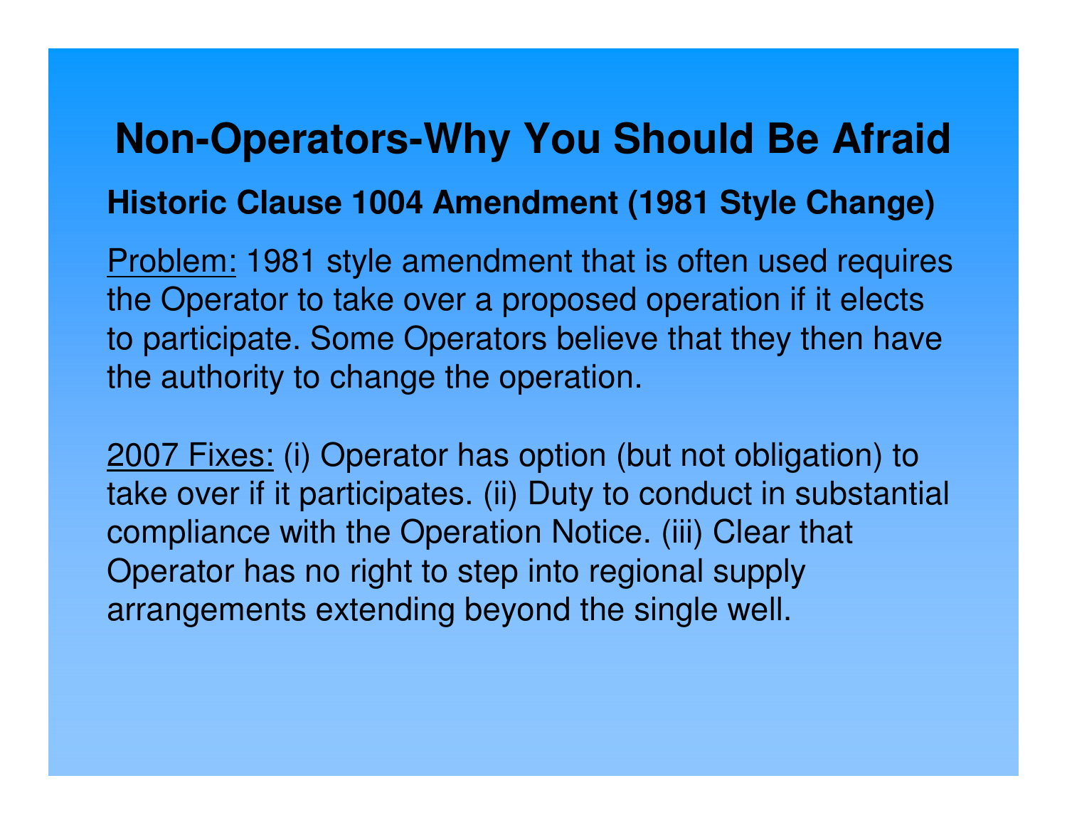# Non-Operators-Why You Should Be Afraid

**Historic Clause 1004 Amendment (1981 Style Change)**

Problem: 1981 style amendment that is often used requires the Operator to take over a proposed operation if it elects to participate. Some Operators believe that they then have the authority to change the operation.

2007 Fixes: (i) Operator has option (but not obligation) to take over if it participates. (ii) Duty to conduct in substantial compliance with the Operation Notice. (iii) Clear that Operator has no right to step into regional supply arrangements extending beyond the single well.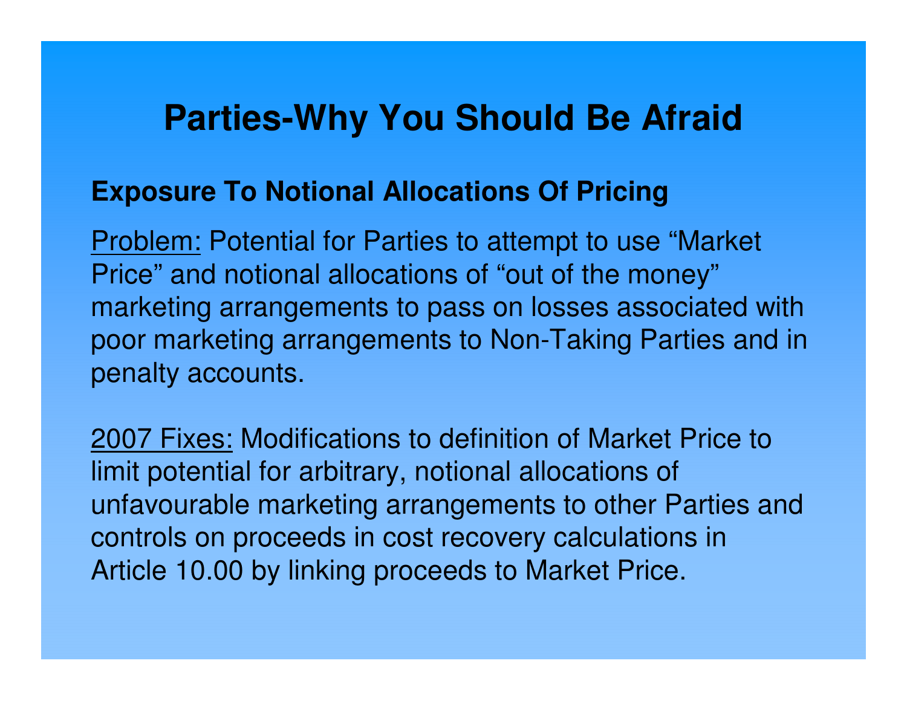# Parties-Why You Should Be Afraid

**Exposure To Notional Allocations Of Pricing**

Problem: Potential for Parties to attempt to use “Market Price” and notional allocations of “out of the money” marketing arrangements to pass on losses associated with poor marketing arrangements to Non-Taking Parties and in penalty accounts.

2007 Fixes: Modifications to definition of Market Price to limit potential for arbitrary, notional allocations of unfavourable marketing arrangements to other Parties and controls on proceeds in cost recovery calculations in Article 10.00 by linking proceeds to Market Price.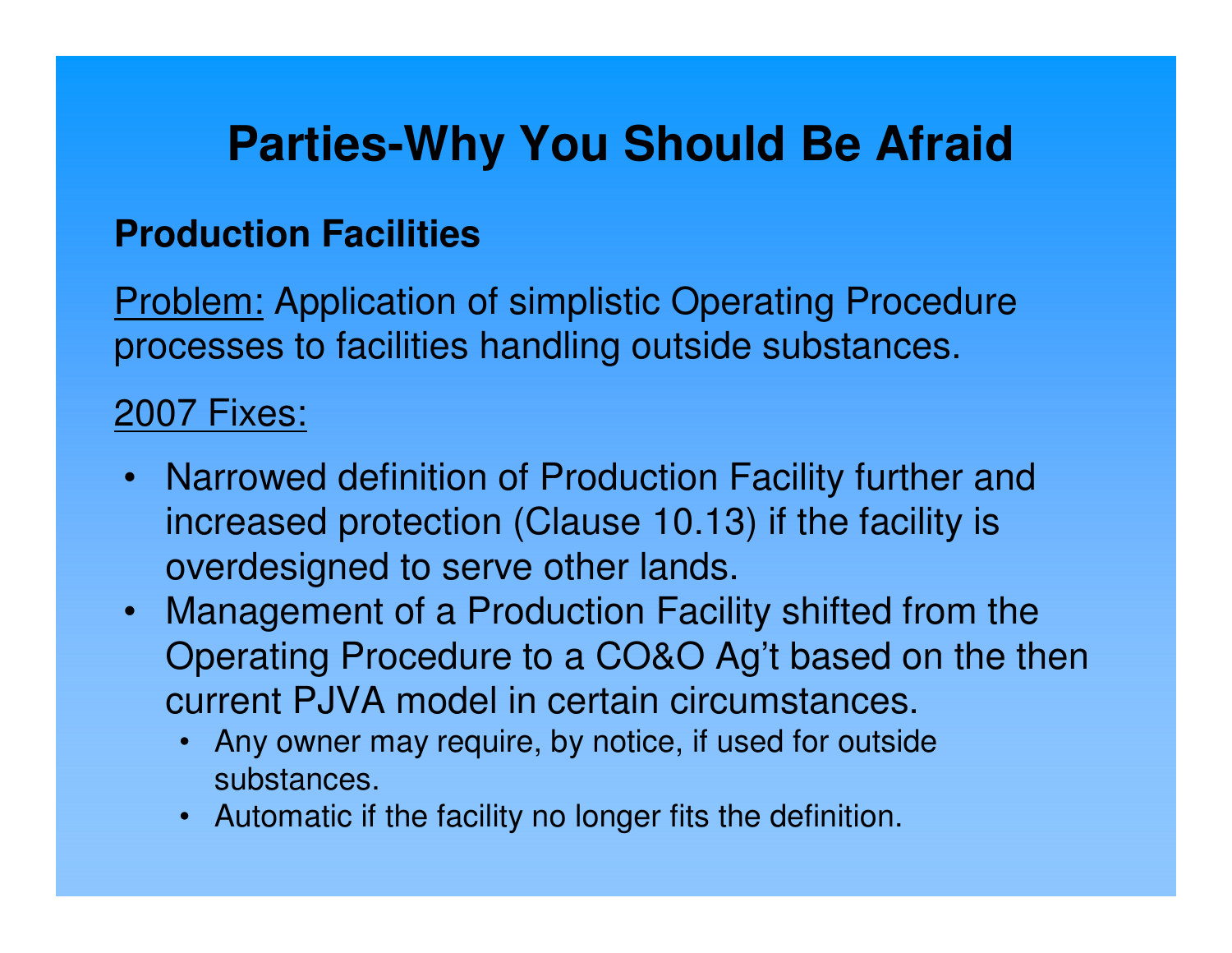# Parties-Why You Should Be Afraid

**Production Facilities**

Problem: Application of simplistic Operating Procedure processes to facilities handling outside substances.

2007 Fixes:

- Narrowed definition of Production Facility further and increased protection (Clause 10.13) if the facility is overdesigned to serve other lands.
- Management of a Production Facility shifted from the Operating Procedure to a CO&O Ag't based on the then current PJVA model in certain circumstances.
  - Any owner may require, by notice, if used for outside substances.
  - Automatic if the facility no longer fits the definition.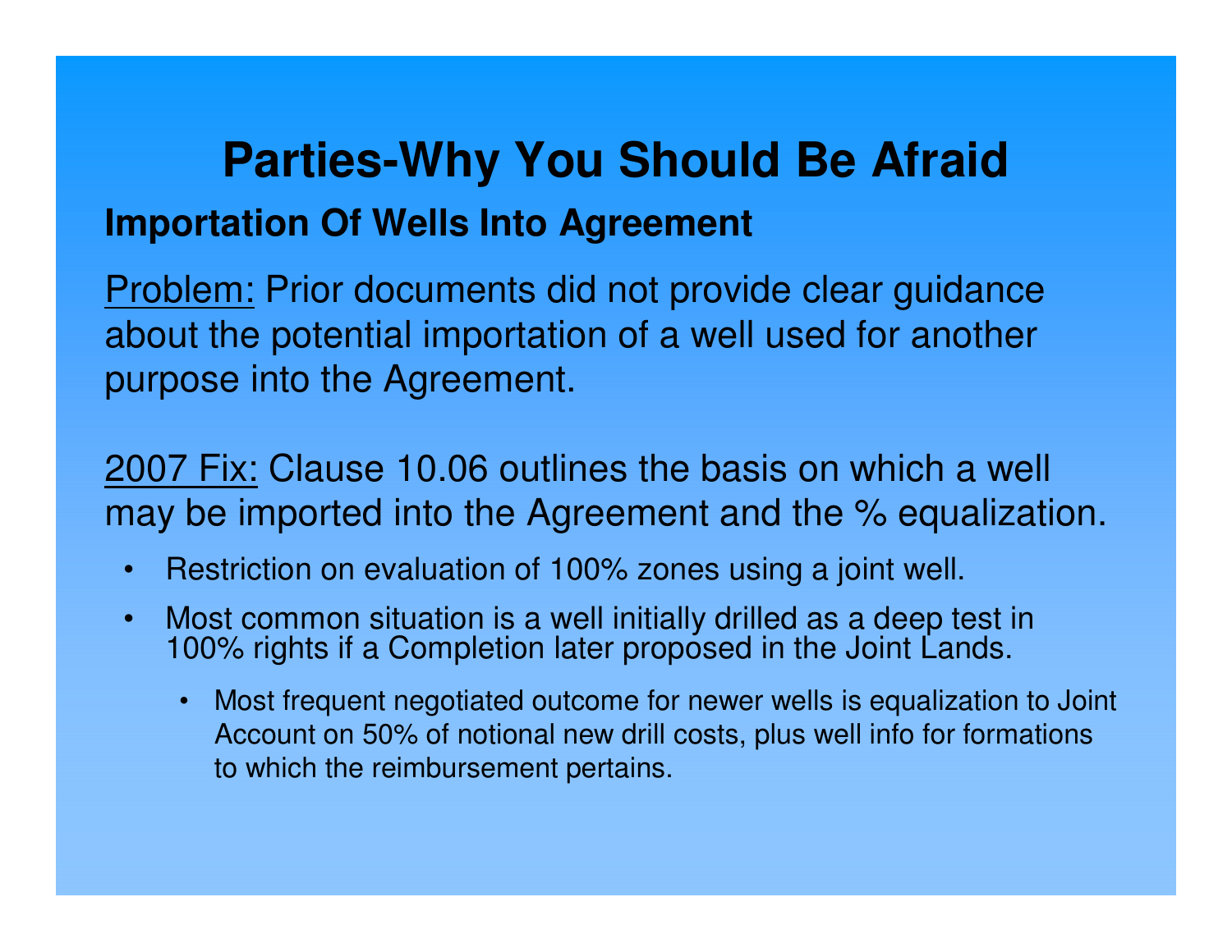# Parties-Why You Should Be Afraid

## Importation Of Wells Into Agreement

Problem: Prior documents did not provide clear guidance about the potential importation of a well used for another purpose into the Agreement.

2007 Fix: Clause 10.06 outlines the basis on which a well may be imported into the Agreement and the % equalization.

- Restriction on evaluation of 100% zones using a joint well.
- Most common situation is a well initially drilled as a deep test in 100% rights if a Completion later proposed in the Joint Lands.
  - Most frequent negotiated outcome for newer wells is equalization to Joint Account on 50% of notional new drill costs, plus well info for formations to which the reimbursement pertains.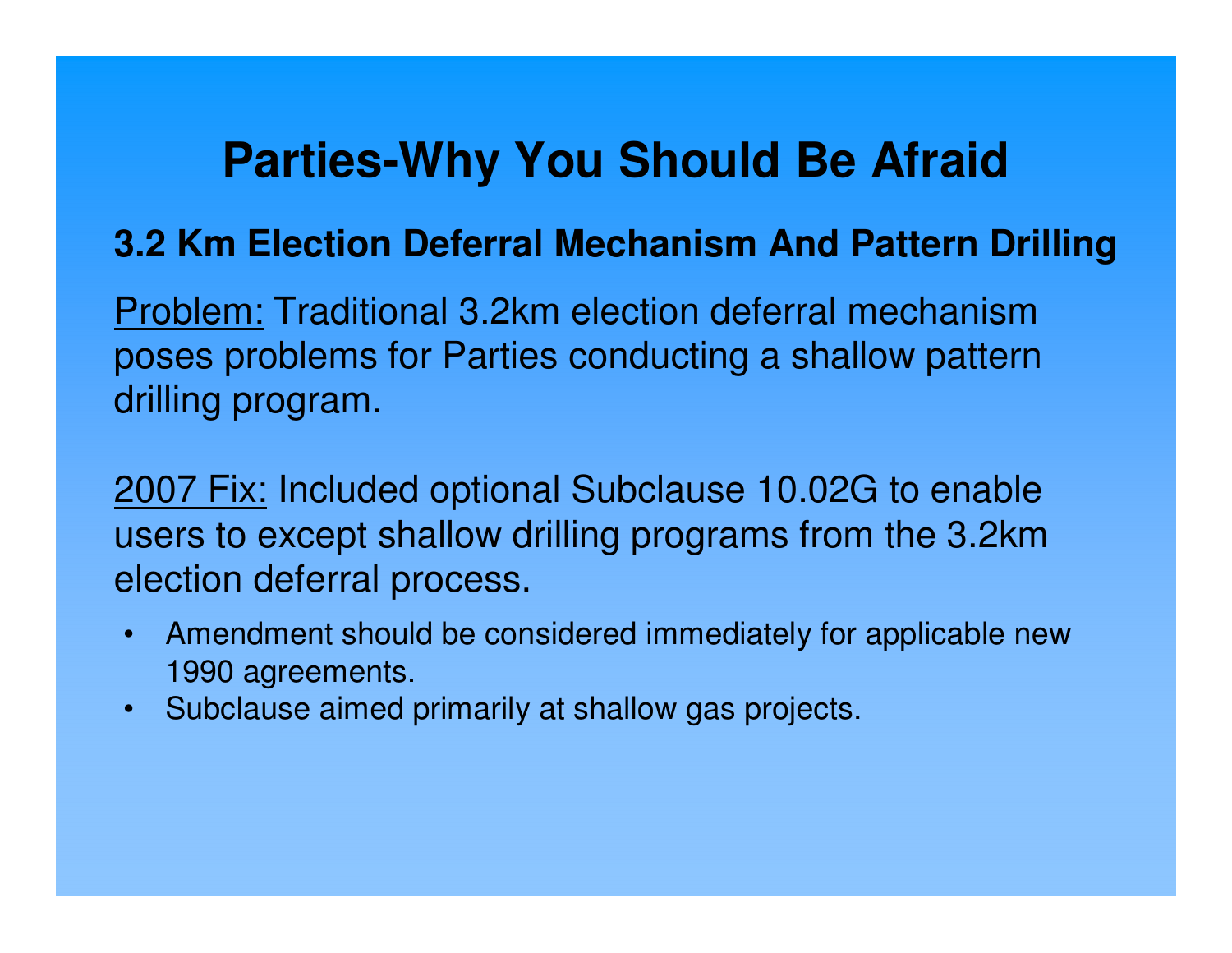# Parties-Why You Should Be Afraid

## 3.2 Km Election Deferral Mechanism And Pattern Drilling

<u>Problem:</u> Traditional 3.2km election deferral mechanism poses problems for Parties conducting a shallow pattern drilling program.

<u>2007 Fix:</u> Included optional Subclause 10.02G to enable users to except shallow drilling programs from the 3.2km election deferral process.

- Amendment should be considered immediately for applicable new 1990 agreements.
- Subclause aimed primarily at shallow gas projects.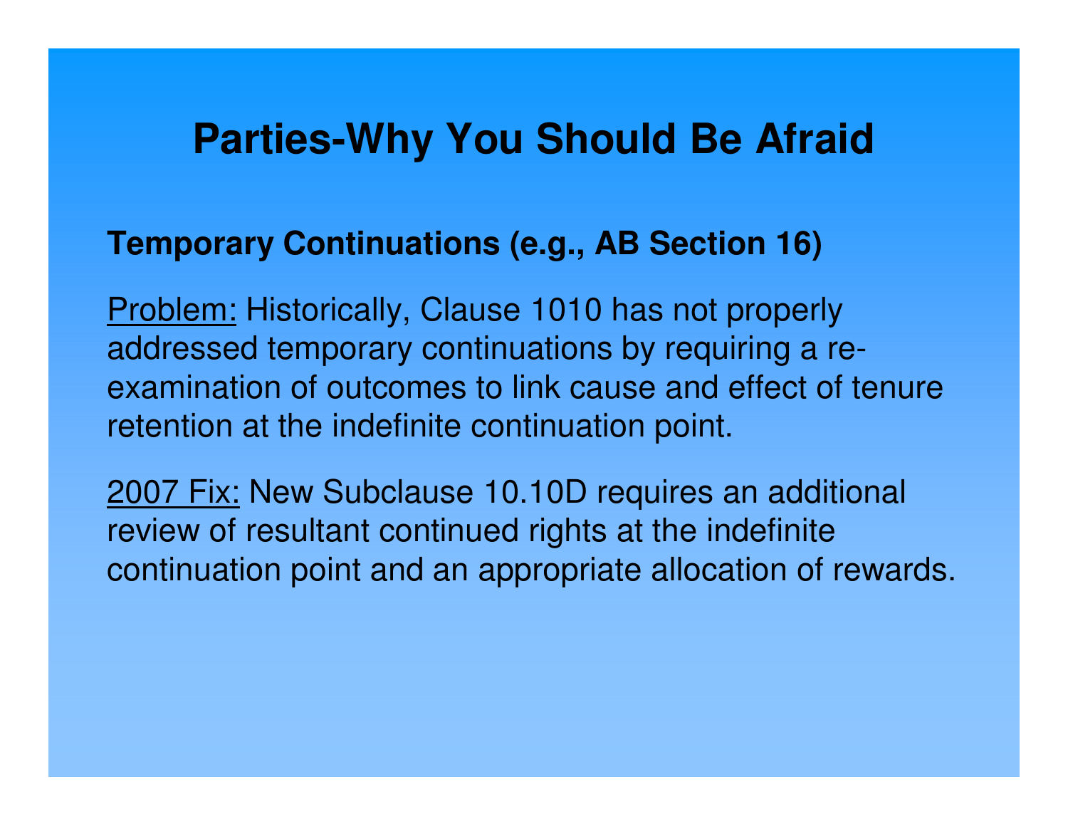# Parties-Why You Should Be Afraid

**Temporary Continuations (e.g., AB Section 16)**

Problem: Historically, Clause 1010 has not properly addressed temporary continuations by requiring a re-examination of outcomes to link cause and effect of tenure retention at the indefinite continuation point.

2007 Fix: New Subclause 10.10D requires an additional review of resultant continued rights at the indefinite continuation point and an appropriate allocation of rewards.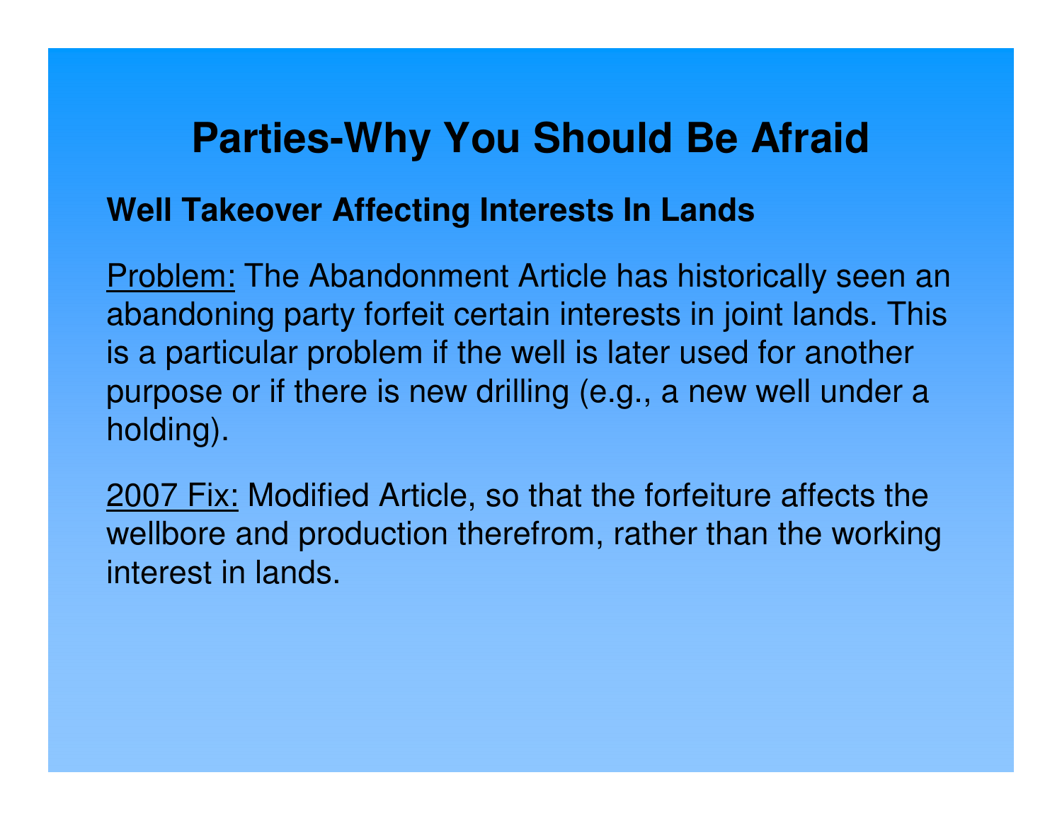# Parties-Why You Should Be Afraid

**Well Takeover Affecting Interests In Lands**

Problem: The Abandonment Article has historically seen an abandoning party forfeit certain interests in joint lands. This is a particular problem if the well is later used for another purpose or if there is new drilling (e.g., a new well under a holding).

2007 Fix: Modified Article, so that the forfeiture affects the wellbore and production therefrom, rather than the working interest in lands.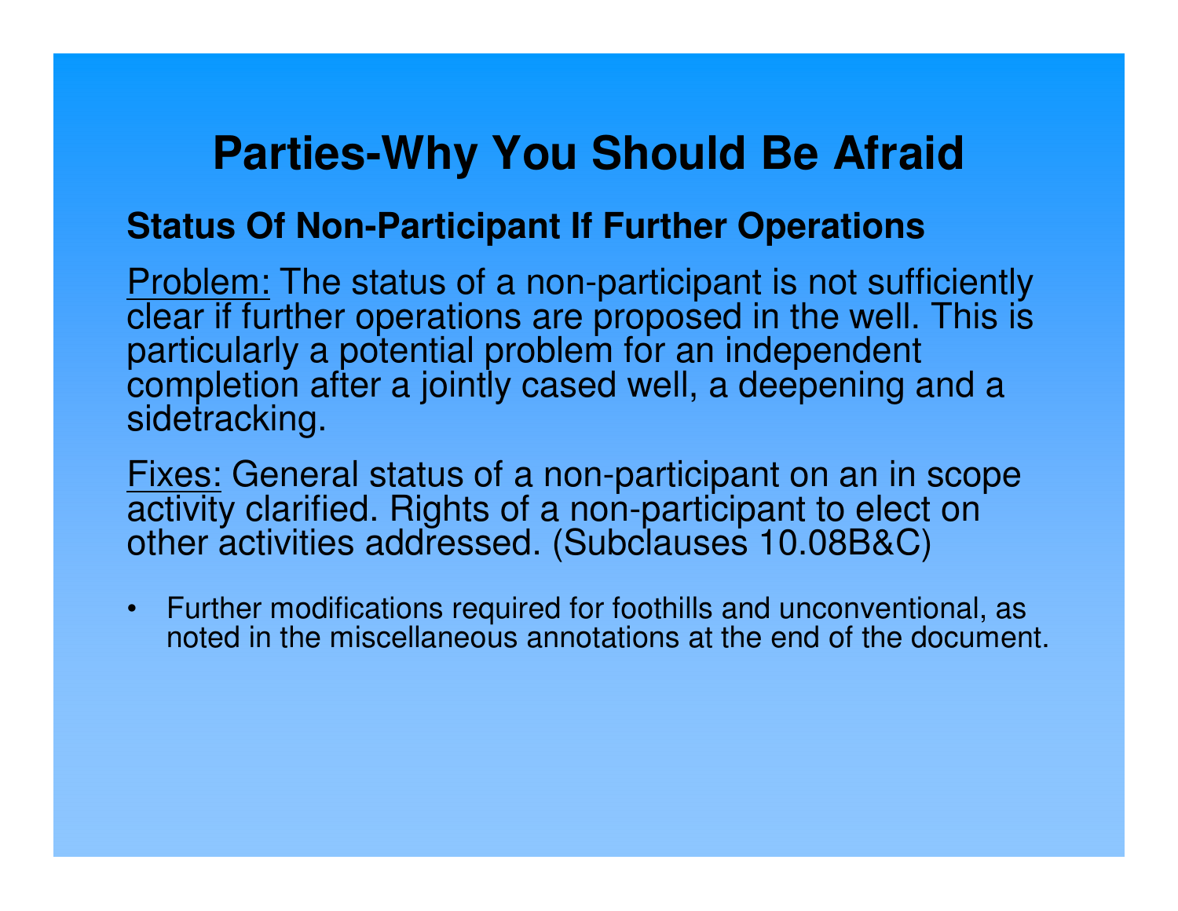# Parties-Why You Should Be Afraid

## Status Of Non-Participant If Further Operations

Problem: The status of a non-participant is not sufficiently clear if further operations are proposed in the well. This is particularly a potential problem for an independent completion after a jointly cased well, a deepening and a sidetracking.

Fixes: General status of a non-participant on an in scope activity clarified. Rights of a non-participant to elect on other activities addressed. (Subclauses 10.08B&C)

- Further modifications required for foothills and unconventional, as noted in the miscellaneous annotations at the end of the document.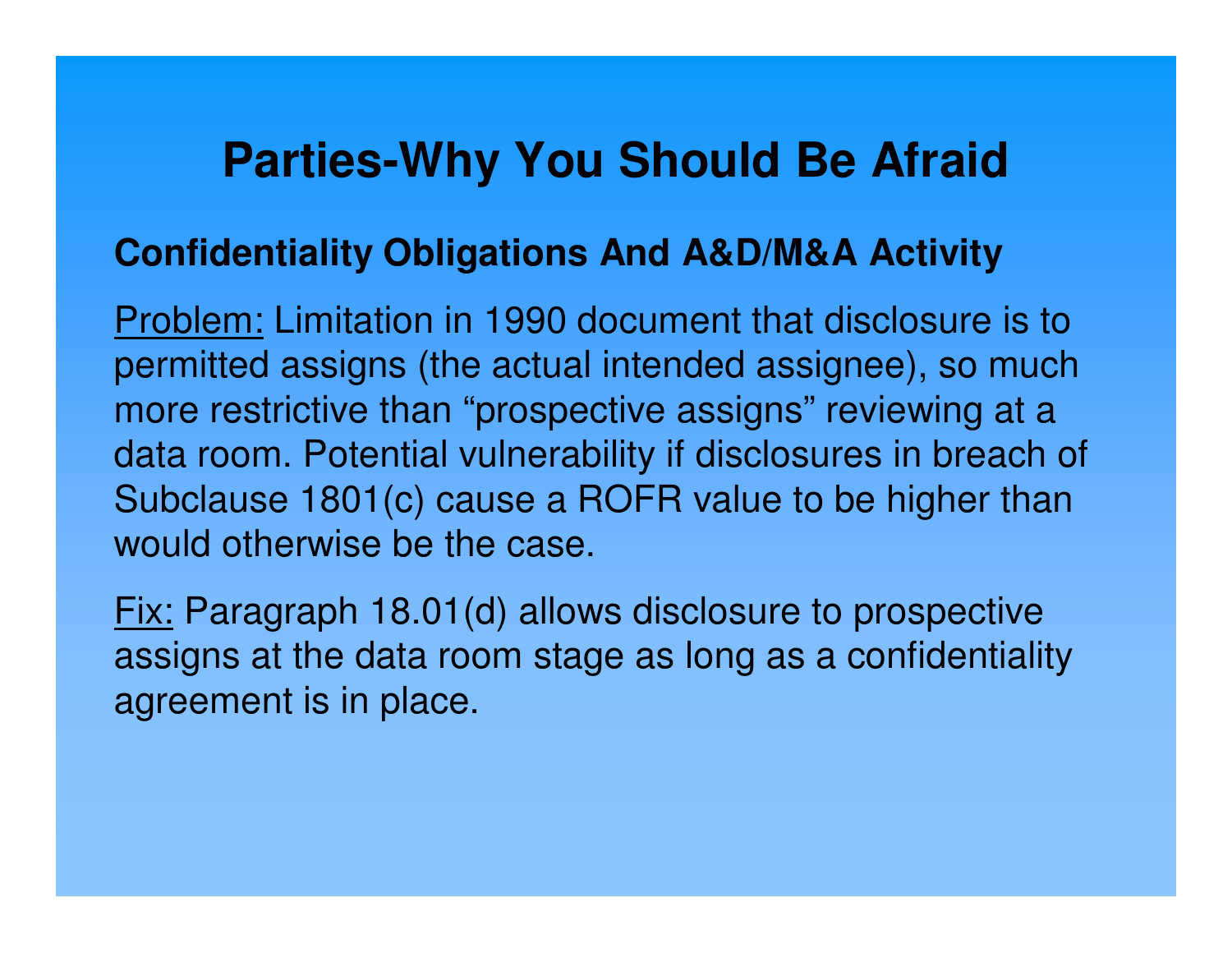# Parties-Why You Should Be Afraid

**Confidentiality Obligations And A&D/M&A Activity**

<u>Problem:</u> Limitation in 1990 document that disclosure is to permitted assigns (the actual intended assignee), so much more restrictive than “prospective assigns” reviewing at a data room. Potential vulnerability if disclosures in breach of Subclause 1801(c) cause a ROFR value to be higher than would otherwise be the case.

<u>Fix:</u> Paragraph 18.01(d) allows disclosure to prospective assigns at the data room stage as long as a confidentiality agreement is in place.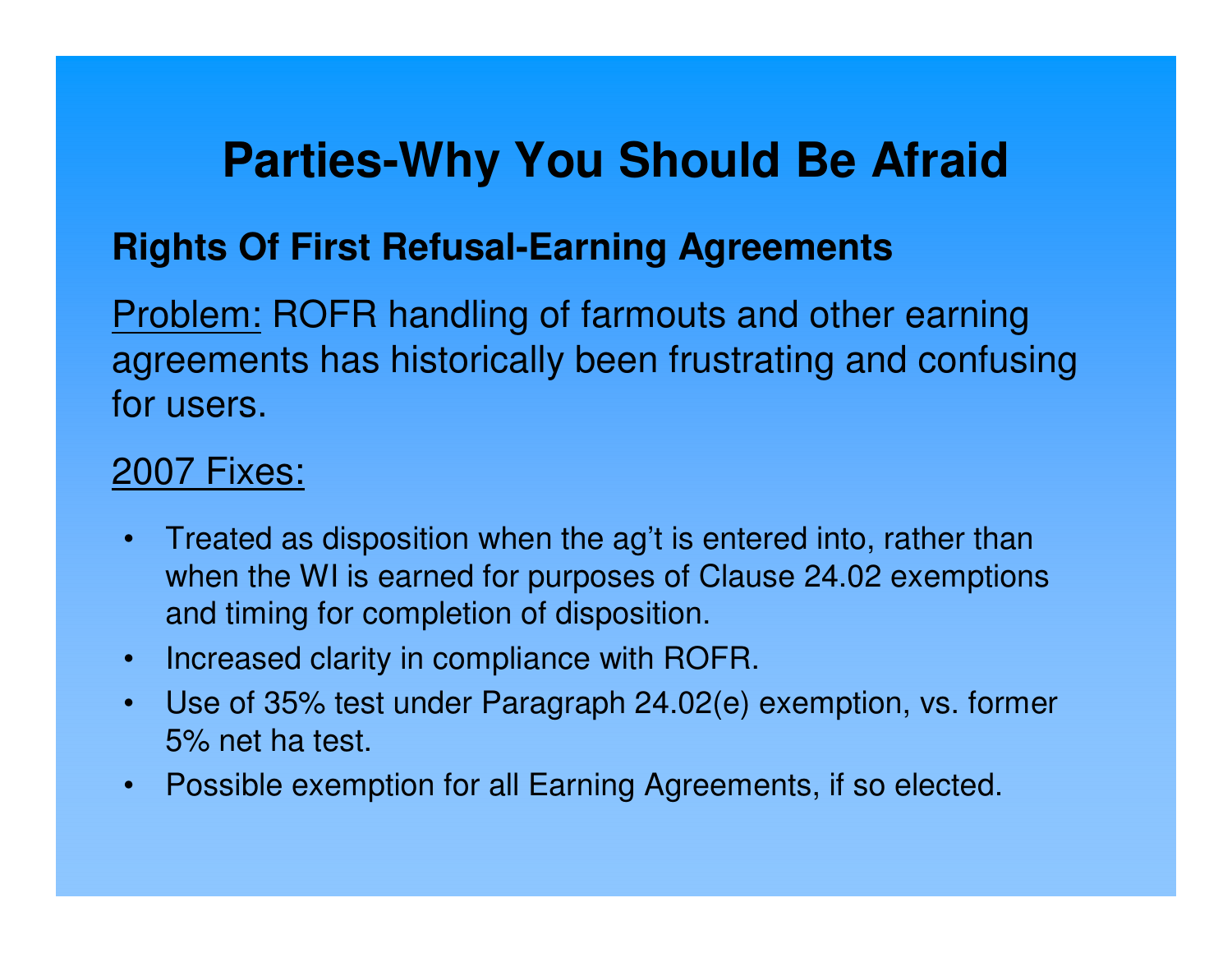# Parties-Why You Should Be Afraid

**Rights Of First Refusal-Earning Agreements**

Problem: ROFR handling of farmouts and other earning agreements has historically been frustrating and confusing for users.

2007 Fixes:

- Treated as disposition when the ag't is entered into, rather than when the WI is earned for purposes of Clause 24.02 exemptions and timing for completion of disposition.
- Increased clarity in compliance with ROFR.
- Use of 35% test under Paragraph 24.02(e) exemption, vs. former 5% net ha test.
- Possible exemption for all Earning Agreements, if so elected.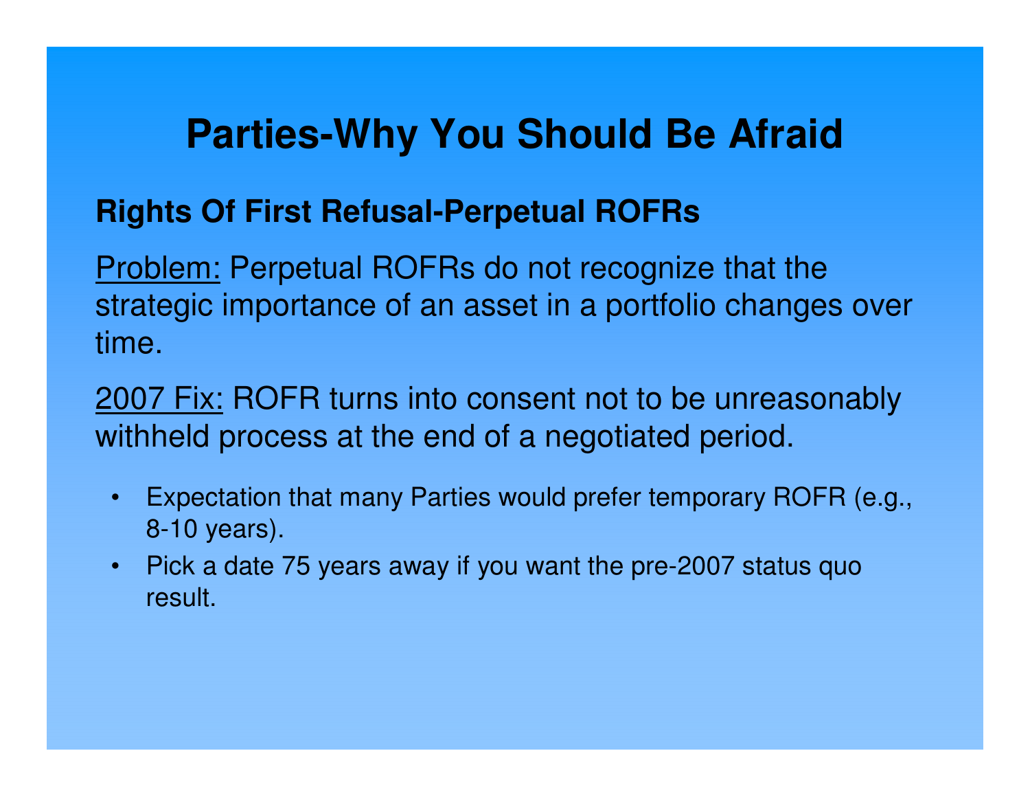# Parties-Why You Should Be Afraid

**Rights Of First Refusal-Perpetual ROFRs**

Problem: Perpetual ROFRs do not recognize that the strategic importance of an asset in a portfolio changes over time.

2007 Fix: ROFR turns into consent not to be unreasonably withheld process at the end of a negotiated period.

- Expectation that many Parties would prefer temporary ROFR (e.g., 8-10 years).
- Pick a date 75 years away if you want the pre-2007 status quo result.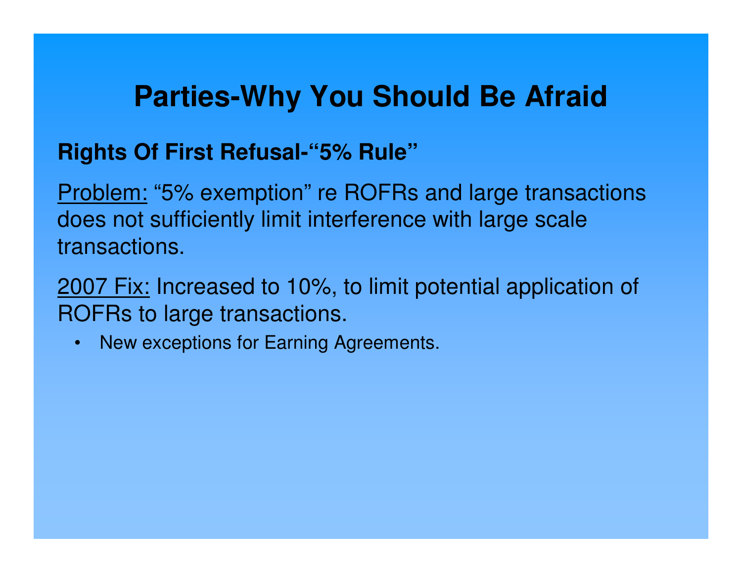# Parties-Why You Should Be Afraid

**Rights Of First Refusal-"5% Rule"**

Problem: "5% exemption" re ROFRs and large transactions does not sufficiently limit interference with large scale transactions.

2007 Fix: Increased to 10%, to limit potential application of ROFRs to large transactions.

- New exceptions for Earning Agreements.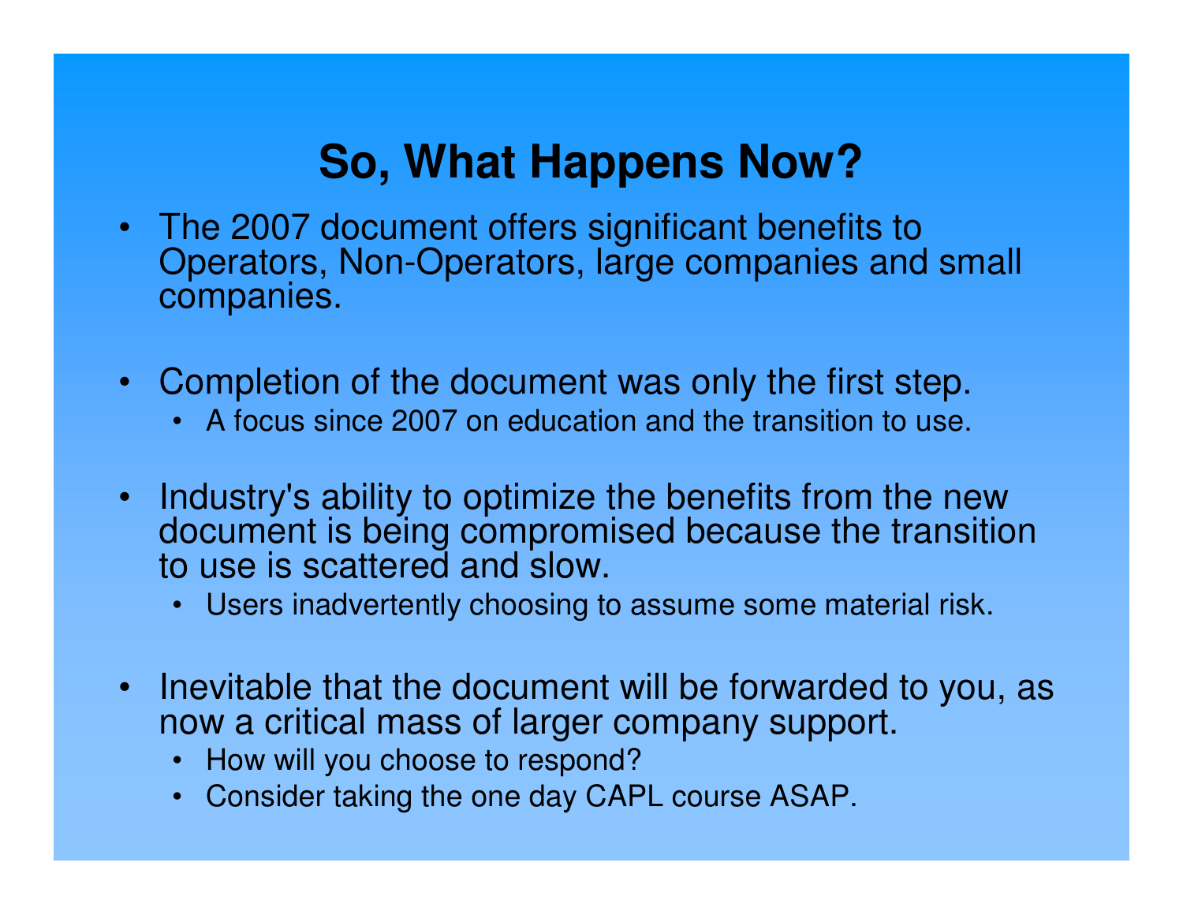# So, What Happens Now?

- The 2007 document offers significant benefits to Operators, Non-Operators, large companies and small companies.
- Completion of the document was only the first step.
  - A focus since 2007 on education and the transition to use.
- Industry's ability to optimize the benefits from the new document is being compromised because the transition to use is scattered and slow.
  - Users inadvertently choosing to assume some material risk.
- Inevitable that the document will be forwarded to you, as now a critical mass of larger company support.
  - How will you choose to respond?
  - Consider taking the one day CAPL course ASAP.